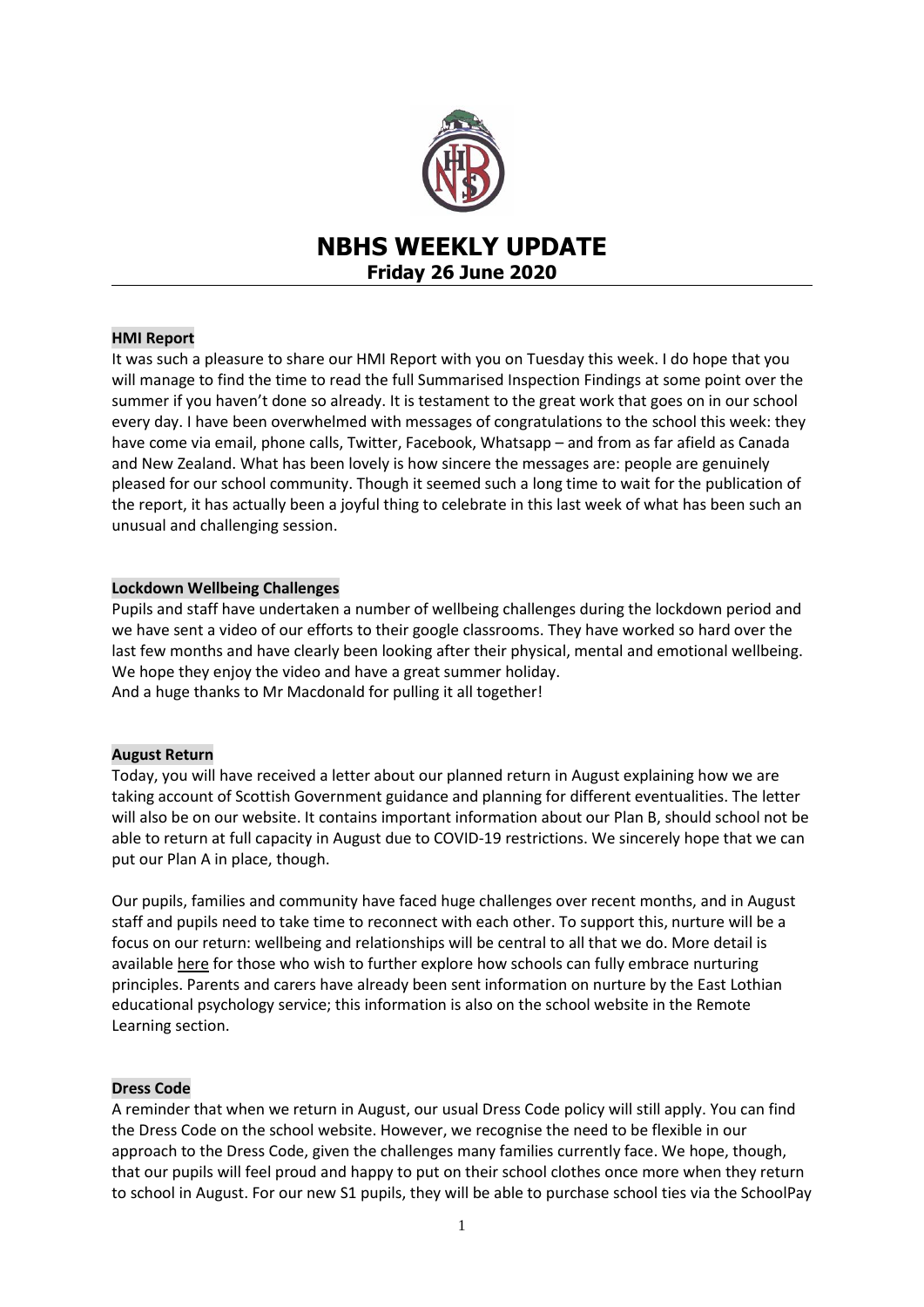# NBHS WEEKLY UPDATE

**Friday 26 June 2020**

## HMI Report

It was such a pleasure to share our HMI Report with you on Tuesday this week. I do hope that you will manage to find the time to read the full Summarised Inspection Findings at some point over the summer if you haven't done so already. It is testament to the great work that goes on in our school every day. I have been overwhelmed with messages of congratulations to the school this week: they have come via email, phone calls, Twitter, Facebook, Whatsapp – and from as far afield as Canada and New Zealand. What has been lovely is how sincere the messages are: people are genuinely pleased for our school community. Though it seemed such a long time to wait for the publication of the report, it has actually been a joyful thing to celebrate in this last week of what has been such an unusual and challenging session.

## Lockdown Wellbeing Challenges

Pupils and staff have undertaken a number of wellbeing challenges during the lockdown period and we have sent a video of our efforts to their google classrooms. They have worked so hard over the last few months and have clearly been looking after their physical, mental and emotional wellbeing. We hope they enjoy the video and have a great summer holiday.
And a huge thanks to Mr Macdonald for pulling it all together!

## August Return

Today, you will have received a letter about our planned return in August explaining how we are taking account of Scottish Government guidance and planning for different eventualities. The letter will also be on our website. It contains important information about our Plan B, should school not be able to return at full capacity in August due to COVID-19 restrictions. We sincerely hope that we can put our Plan A in place, though.

Our pupils, families and community have faced huge challenges over recent months, and in August staff and pupils need to take time to reconnect with each other. To support this, nurture will be a focus on our return: wellbeing and relationships will be central to all that we do. More detail is available here for those who wish to further explore how schools can fully embrace nurturing principles. Parents and carers have already been sent information on nurture by the East Lothian educational psychology service; this information is also on the school website in the Remote Learning section.

## Dress Code

A reminder that when we return in August, our usual Dress Code policy will still apply. You can find the Dress Code on the school website. However, we recognise the need to be flexible in our approach to the Dress Code, given the challenges many families currently face. We hope, though, that our pupils will feel proud and happy to put on their school clothes once more when they return to school in August. For our new S1 pupils, they will be able to purchase school ties via the SchoolPay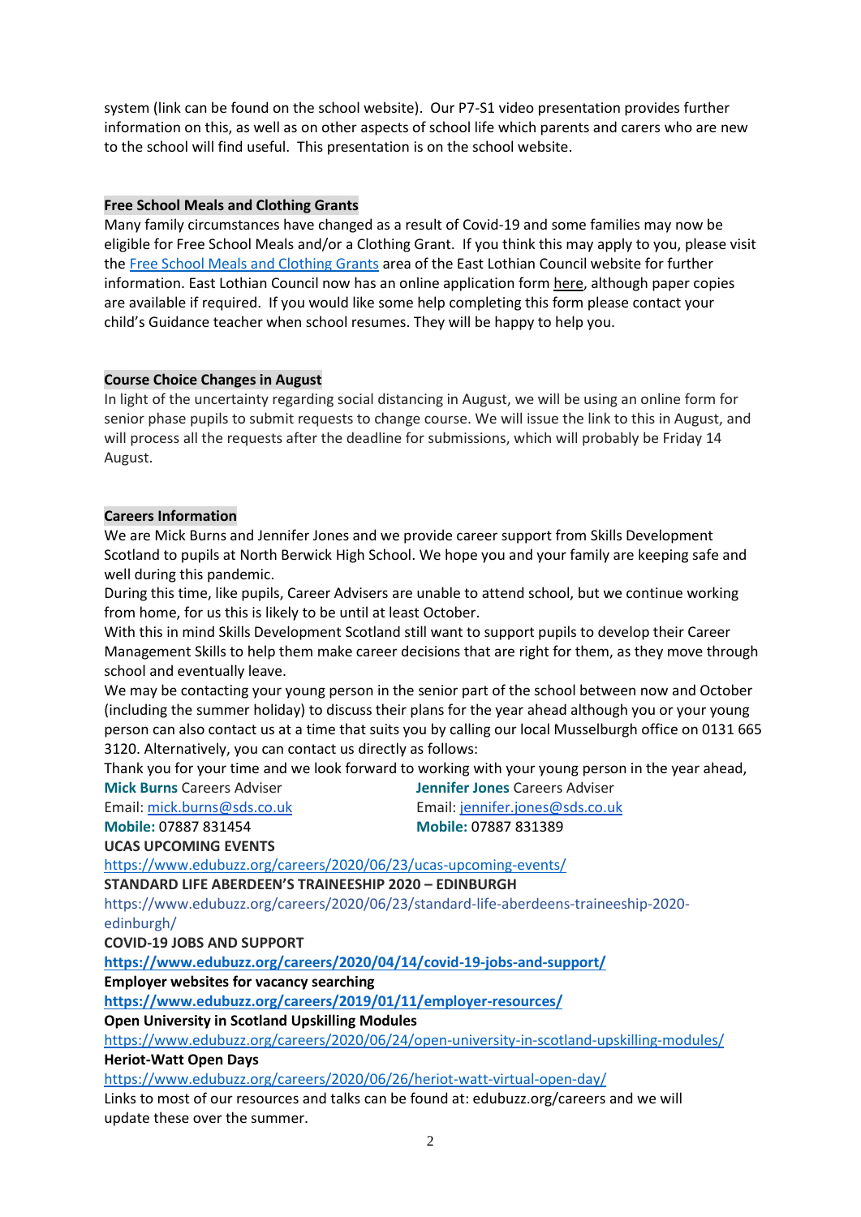system (link can be found on the school website). Our P7-S1 video presentation provides further information on this, as well as on other aspects of school life which parents and carers who are new to the school will find useful. This presentation is on the school website.

**Free School Meals and Clothing Grants**

Many family circumstances have changed as a result of Covid-19 and some families may now be eligible for Free School Meals and/or a Clothing Grant. If you think this may apply to you, please visit the Free School Meals and Clothing Grants area of the East Lothian Council website for further information. East Lothian Council now has an online application form here, although paper copies are available if required. If you would like some help completing this form please contact your child's Guidance teacher when school resumes. They will be happy to help you.

**Course Choice Changes in August**

In light of the uncertainty regarding social distancing in August, we will be using an online form for senior phase pupils to submit requests to change course. We will issue the link to this in August, and will process all the requests after the deadline for submissions, which will probably be Friday 14 August.

**Careers Information**

We are Mick Burns and Jennifer Jones and we provide career support from Skills Development Scotland to pupils at North Berwick High School. We hope you and your family are keeping safe and well during this pandemic.

During this time, like pupils, Career Advisers are unable to attend school, but we continue working from home, for us this is likely to be until at least October.

With this in mind Skills Development Scotland still want to support pupils to develop their Career Management Skills to help them make career decisions that are right for them, as they move through school and eventually leave.

We may be contacting your young person in the senior part of the school between now and October (including the summer holiday) to discuss their plans for the year ahead although you or your young person can also contact us at a time that suits you by calling our local Musselburgh office on 0131 665 3120. Alternatively, you can contact us directly as follows:

Thank you for your time and we look forward to working with your young person in the year ahead,

**Mick Burns** Careers Adviser
Email: mick.burns@sds.co.uk
**Mobile:** 07887 831454

**Jennifer Jones** Careers Adviser
Email: jennifer.jones@sds.co.uk
**Mobile:** 07887 831389

**UCAS UPCOMING EVENTS**

https://www.edubuzz.org/careers/2020/06/23/ucas-upcoming-events/

**STANDARD LIFE ABERDEEN'S TRAINEESHIP 2020 – EDINBURGH**

https://www.edubuzz.org/careers/2020/06/23/standard-life-aberdeens-traineeship-2020-edinburgh/

**COVID-19 JOBS AND SUPPORT**

**https://www.edubuzz.org/careers/2020/04/14/covid-19-jobs-and-support/**

**Employer websites for vacancy searching**

**https://www.edubuzz.org/careers/2019/01/11/employer-resources/**

**Open University in Scotland Upskilling Modules**

https://www.edubuzz.org/careers/2020/06/24/open-university-in-scotland-upskilling-modules/

**Heriot-Watt Open Days**

https://www.edubuzz.org/careers/2020/06/26/heriot-watt-virtual-open-day/

Links to most of our resources and talks can be found at: edubuzz.org/careers and we will update these over the summer.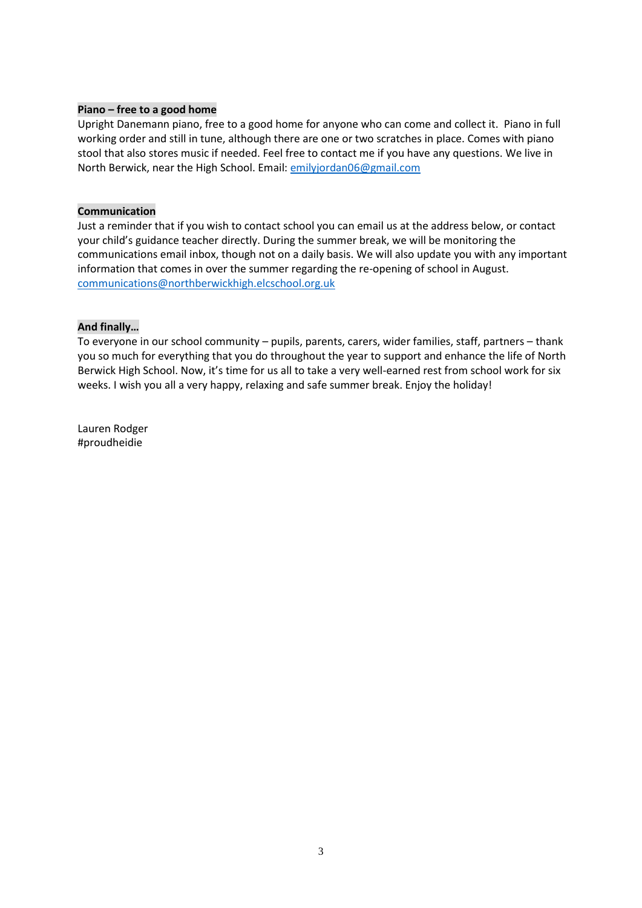**Piano – free to a good home**

Upright Danemann piano, free to a good home for anyone who can come and collect it.  Piano in full working order and still in tune, although there are one or two scratches in place. Comes with piano stool that also stores music if needed. Feel free to contact me if you have any questions. We live in North Berwick, near the High School. Email: emilyjordan06@gmail.com

**Communication**

Just a reminder that if you wish to contact school you can email us at the address below, or contact your child's guidance teacher directly. During the summer break, we will be monitoring the communications email inbox, though not on a daily basis. We will also update you with any important information that comes in over the summer regarding the re-opening of school in August.
communications@northberwickhigh.elcschool.org.uk

**And finally…**

To everyone in our school community – pupils, parents, carers, wider families, staff, partners – thank you so much for everything that you do throughout the year to support and enhance the life of North Berwick High School. Now, it's time for us all to take a very well-earned rest from school work for six weeks. I wish you all a very happy, relaxing and safe summer break. Enjoy the holiday!

Lauren Rodger
#proudheidie